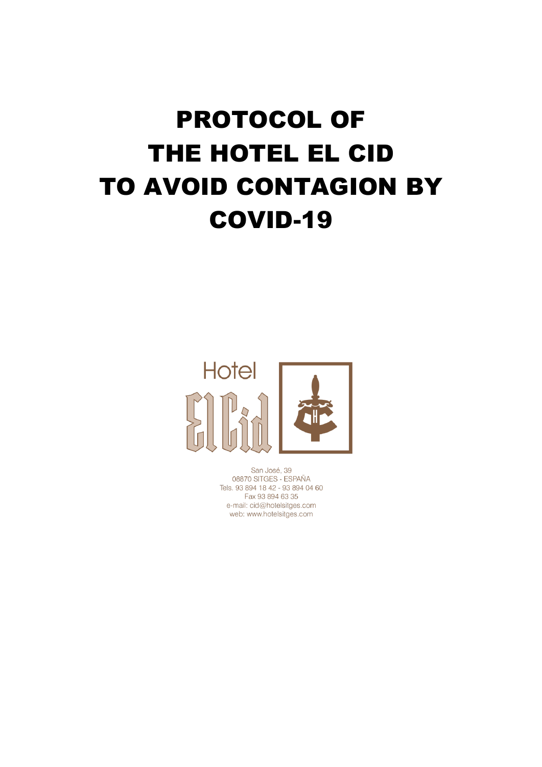# PROTOCOL OF THE HOTEL EL CID TO AVOID CONTAGION BY COVID-19

Hotel El Cid

San José, 39
08870 SITGES - ESPAÑA
Tels. 93 894 18 42 - 93 894 04 60
Fax 93 894 63 35
e-mail: cid@hotelsitges.com
web: www.hotelsitges.com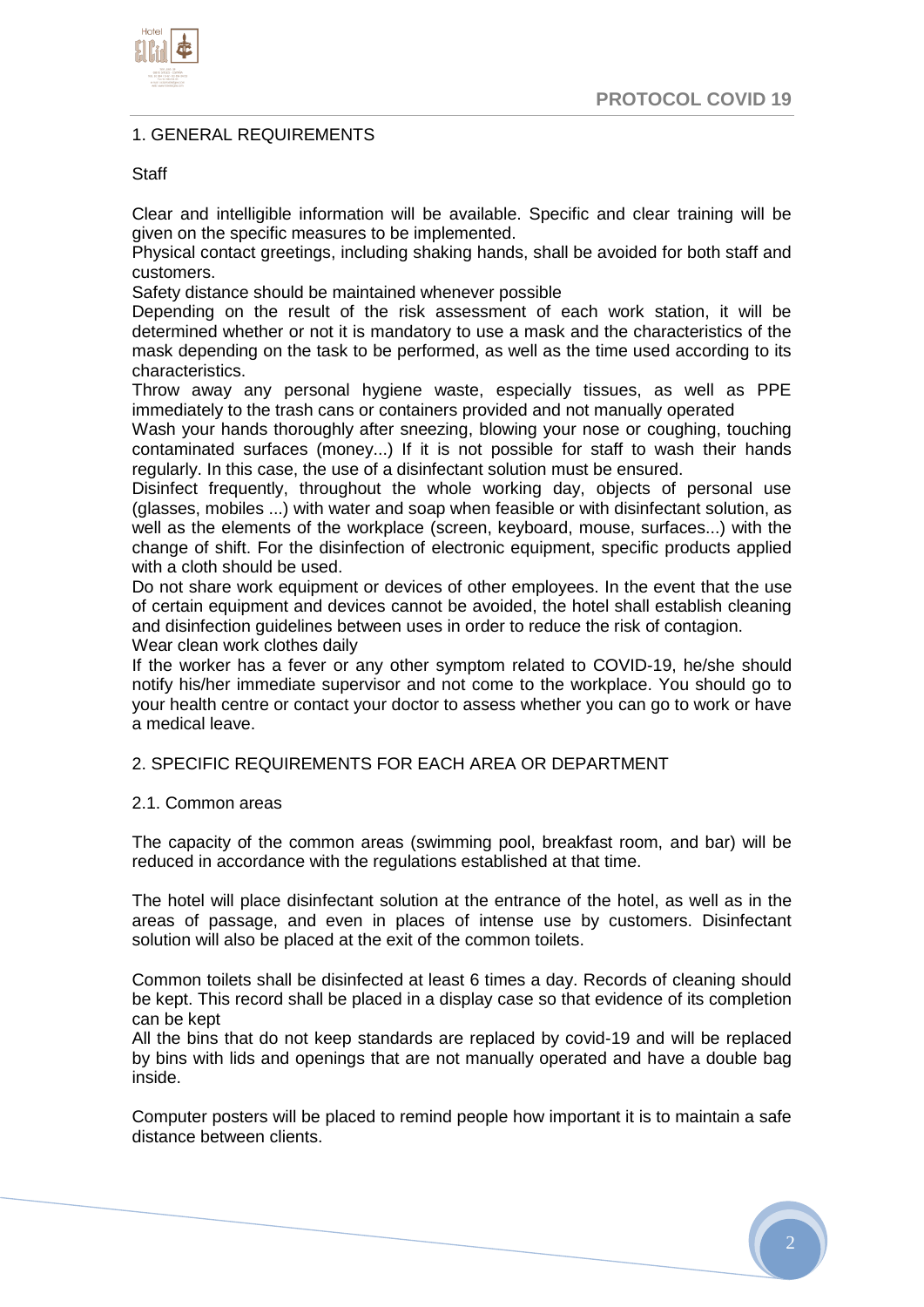## 1. GENERAL REQUIREMENTS

Staff

Clear and intelligible information will be available. Specific and clear training will be given on the specific measures to be implemented.
Physical contact greetings, including shaking hands, shall be avoided for both staff and customers.
Safety distance should be maintained whenever possible
Depending on the result of the risk assessment of each work station, it will be determined whether or not it is mandatory to use a mask and the characteristics of the mask depending on the task to be performed, as well as the time used according to its characteristics.
Throw away any personal hygiene waste, especially tissues, as well as PPE immediately to the trash cans or containers provided and not manually operated
Wash your hands thoroughly after sneezing, blowing your nose or coughing, touching contaminated surfaces (money...) If it is not possible for staff to wash their hands regularly. In this case, the use of a disinfectant solution must be ensured.
Disinfect frequently, throughout the whole working day, objects of personal use (glasses, mobiles ...) with water and soap when feasible or with disinfectant solution, as well as the elements of the workplace (screen, keyboard, mouse, surfaces...) with the change of shift. For the disinfection of electronic equipment, specific products applied with a cloth should be used.
Do not share work equipment or devices of other employees. In the event that the use of certain equipment and devices cannot be avoided, the hotel shall establish cleaning and disinfection guidelines between uses in order to reduce the risk of contagion.
Wear clean work clothes daily
If the worker has a fever or any other symptom related to COVID-19, he/she should notify his/her immediate supervisor and not come to the workplace. You should go to your health centre or contact your doctor to assess whether you can go to work or have a medical leave.

## 2. SPECIFIC REQUIREMENTS FOR EACH AREA OR DEPARTMENT

### 2.1. Common areas

The capacity of the common areas (swimming pool, breakfast room, and bar) will be reduced in accordance with the regulations established at that time.

The hotel will place disinfectant solution at the entrance of the hotel, as well as in the areas of passage, and even in places of intense use by customers. Disinfectant solution will also be placed at the exit of the common toilets.

Common toilets shall be disinfected at least 6 times a day. Records of cleaning should be kept. This record shall be placed in a display case so that evidence of its completion can be kept
All the bins that do not keep standards are replaced by covid-19 and will be replaced by bins with lids and openings that are not manually operated and have a double bag inside.

Computer posters will be placed to remind people how important it is to maintain a safe distance between clients.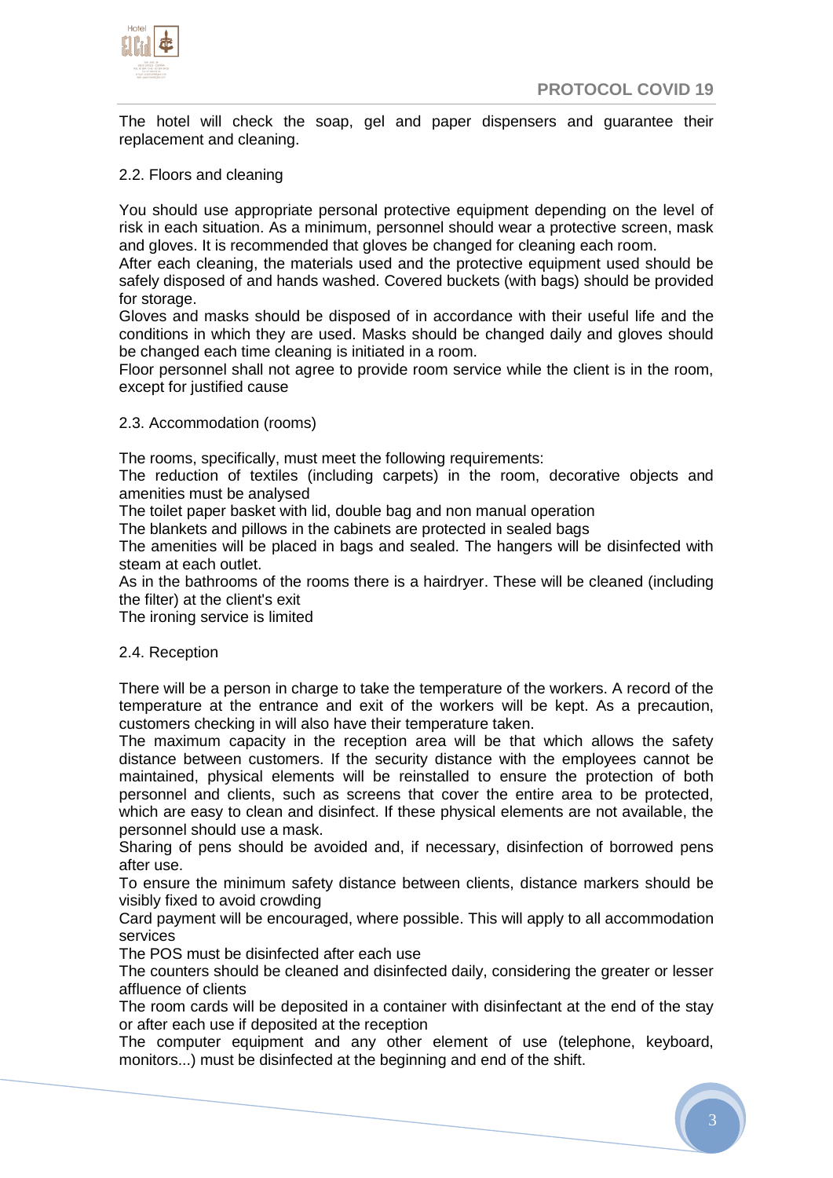The hotel will check the soap, gel and paper dispensers and guarantee their replacement and cleaning.

2.2. Floors and cleaning

You should use appropriate personal protective equipment depending on the level of risk in each situation. As a minimum, personnel should wear a protective screen, mask and gloves. It is recommended that gloves be changed for cleaning each room.
After each cleaning, the materials used and the protective equipment used should be safely disposed of and hands washed. Covered buckets (with bags) should be provided for storage.
Gloves and masks should be disposed of in accordance with their useful life and the conditions in which they are used. Masks should be changed daily and gloves should be changed each time cleaning is initiated in a room.
Floor personnel shall not agree to provide room service while the client is in the room, except for justified cause

2.3. Accommodation (rooms)

The rooms, specifically, must meet the following requirements:
The reduction of textiles (including carpets) in the room, decorative objects and amenities must be analysed
The toilet paper basket with lid, double bag and non manual operation
The blankets and pillows in the cabinets are protected in sealed bags
The amenities will be placed in bags and sealed. The hangers will be disinfected with steam at each outlet.
As in the bathrooms of the rooms there is a hairdryer. These will be cleaned (including the filter) at the client's exit
The ironing service is limited

2.4. Reception

There will be a person in charge to take the temperature of the workers. A record of the temperature at the entrance and exit of the workers will be kept. As a precaution, customers checking in will also have their temperature taken.
The maximum capacity in the reception area will be that which allows the safety distance between customers. If the security distance with the employees cannot be maintained, physical elements will be reinstalled to ensure the protection of both personnel and clients, such as screens that cover the entire area to be protected, which are easy to clean and disinfect. If these physical elements are not available, the personnel should use a mask.
Sharing of pens should be avoided and, if necessary, disinfection of borrowed pens after use.
To ensure the minimum safety distance between clients, distance markers should be visibly fixed to avoid crowding
Card payment will be encouraged, where possible. This will apply to all accommodation services
The POS must be disinfected after each use
The counters should be cleaned and disinfected daily, considering the greater or lesser affluence of clients
The room cards will be deposited in a container with disinfectant at the end of the stay or after each use if deposited at the reception
The computer equipment and any other element of use (telephone, keyboard, monitors...) must be disinfected at the beginning and end of the shift.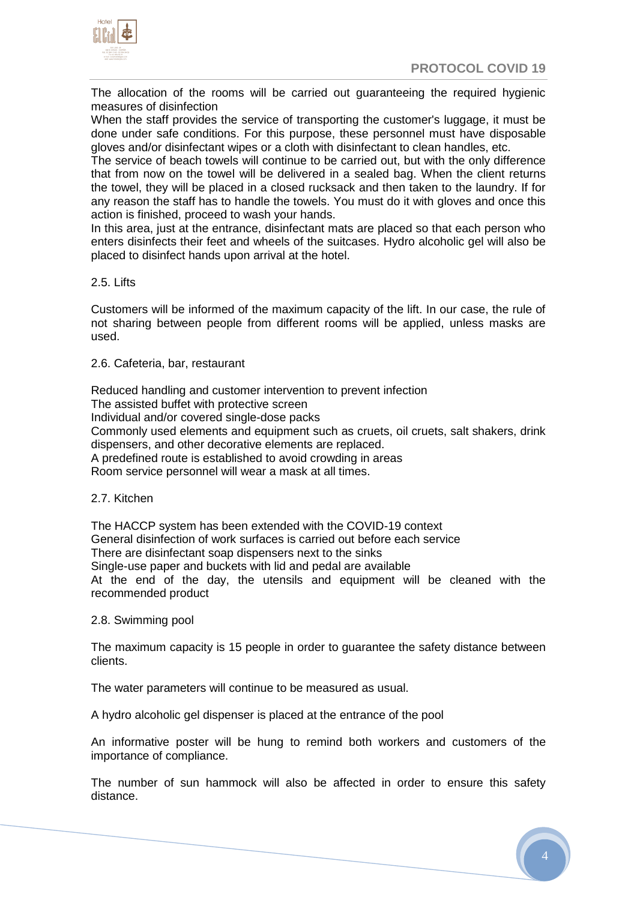The allocation of the rooms will be carried out guaranteeing the required hygienic measures of disinfection

When the staff provides the service of transporting the customer's luggage, it must be done under safe conditions. For this purpose, these personnel must have disposable gloves and/or disinfectant wipes or a cloth with disinfectant to clean handles, etc.

The service of beach towels will continue to be carried out, but with the only difference that from now on the towel will be delivered in a sealed bag. When the client returns the towel, they will be placed in a closed rucksack and then taken to the laundry. If for any reason the staff has to handle the towels. You must do it with gloves and once this action is finished, proceed to wash your hands.

In this area, just at the entrance, disinfectant mats are placed so that each person who enters disinfects their feet and wheels of the suitcases. Hydro alcoholic gel will also be placed to disinfect hands upon arrival at the hotel.

## 2.5. Lifts

Customers will be informed of the maximum capacity of the lift. In our case, the rule of not sharing between people from different rooms will be applied, unless masks are used.

## 2.6. Cafeteria, bar, restaurant

Reduced handling and customer intervention to prevent infection

The assisted buffet with protective screen

Individual and/or covered single-dose packs

Commonly used elements and equipment such as cruets, oil cruets, salt shakers, drink dispensers, and other decorative elements are replaced.

A predefined route is established to avoid crowding in areas

Room service personnel will wear a mask at all times.

## 2.7. Kitchen

The HACCP system has been extended with the COVID-19 context

General disinfection of work surfaces is carried out before each service

There are disinfectant soap dispensers next to the sinks

Single-use paper and buckets with lid and pedal are available

At the end of the day, the utensils and equipment will be cleaned with the recommended product

## 2.8. Swimming pool

The maximum capacity is 15 people in order to guarantee the safety distance between clients.

The water parameters will continue to be measured as usual.

A hydro alcoholic gel dispenser is placed at the entrance of the pool

An informative poster will be hung to remind both workers and customers of the importance of compliance.

The number of sun hammock will also be affected in order to ensure this safety distance.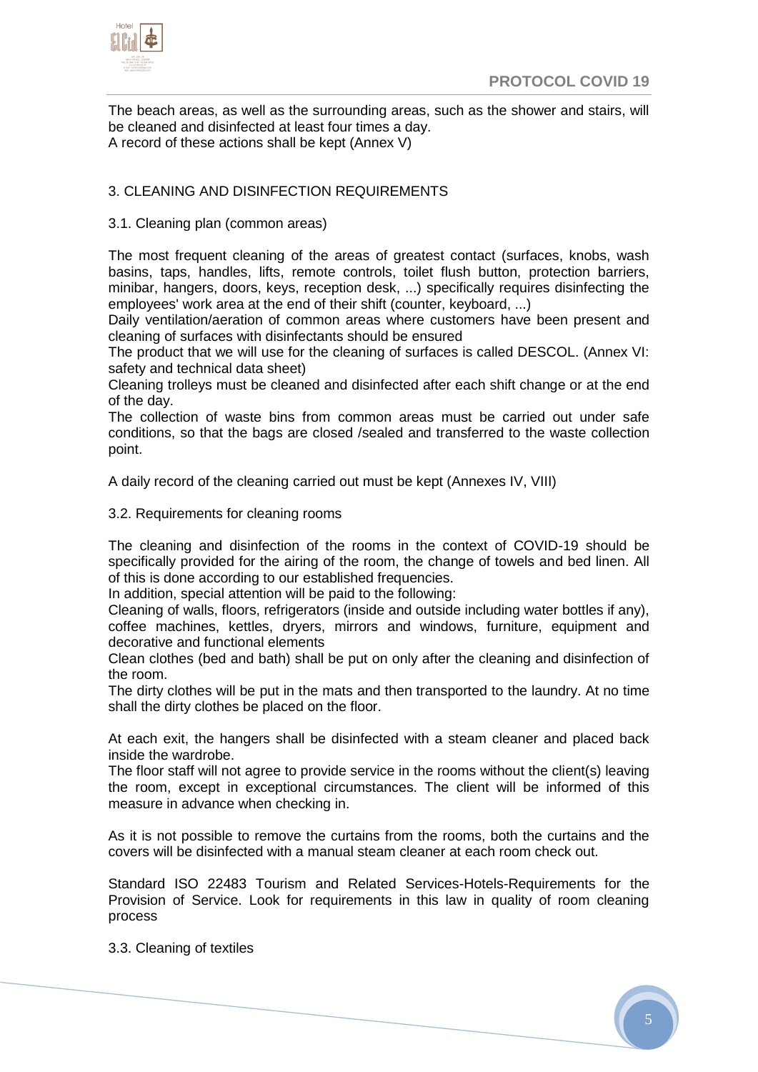The beach areas, as well as the surrounding areas, such as the shower and stairs, will be cleaned and disinfected at least four times a day.
A record of these actions shall be kept (Annex V)

## 3. CLEANING AND DISINFECTION REQUIREMENTS

### 3.1. Cleaning plan (common areas)

The most frequent cleaning of the areas of greatest contact (surfaces, knobs, wash basins, taps, handles, lifts, remote controls, toilet flush button, protection barriers, minibar, hangers, doors, keys, reception desk, ...) specifically requires disinfecting the employees' work area at the end of their shift (counter, keyboard, ...)
Daily ventilation/aeration of common areas where customers have been present and cleaning of surfaces with disinfectants should be ensured
The product that we will use for the cleaning of surfaces is called DESCOL. (Annex VI: safety and technical data sheet)
Cleaning trolleys must be cleaned and disinfected after each shift change or at the end of the day.
The collection of waste bins from common areas must be carried out under safe conditions, so that the bags are closed /sealed and transferred to the waste collection point.

A daily record of the cleaning carried out must be kept (Annexes IV, VIII)

### 3.2. Requirements for cleaning rooms

The cleaning and disinfection of the rooms in the context of COVID-19 should be specifically provided for the airing of the room, the change of towels and bed linen. All of this is done according to our established frequencies.
In addition, special attention will be paid to the following:
Cleaning of walls, floors, refrigerators (inside and outside including water bottles if any), coffee machines, kettles, dryers, mirrors and windows, furniture, equipment and decorative and functional elements
Clean clothes (bed and bath) shall be put on only after the cleaning and disinfection of the room.
The dirty clothes will be put in the mats and then transported to the laundry. At no time shall the dirty clothes be placed on the floor.

At each exit, the hangers shall be disinfected with a steam cleaner and placed back inside the wardrobe.
The floor staff will not agree to provide service in the rooms without the client(s) leaving the room, except in exceptional circumstances. The client will be informed of this measure in advance when checking in.

As it is not possible to remove the curtains from the rooms, both the curtains and the covers will be disinfected with a manual steam cleaner at each room check out.

Standard ISO 22483 Tourism and Related Services-Hotels-Requirements for the Provision of Service. Look for requirements in this law in quality of room cleaning process

### 3.3. Cleaning of textiles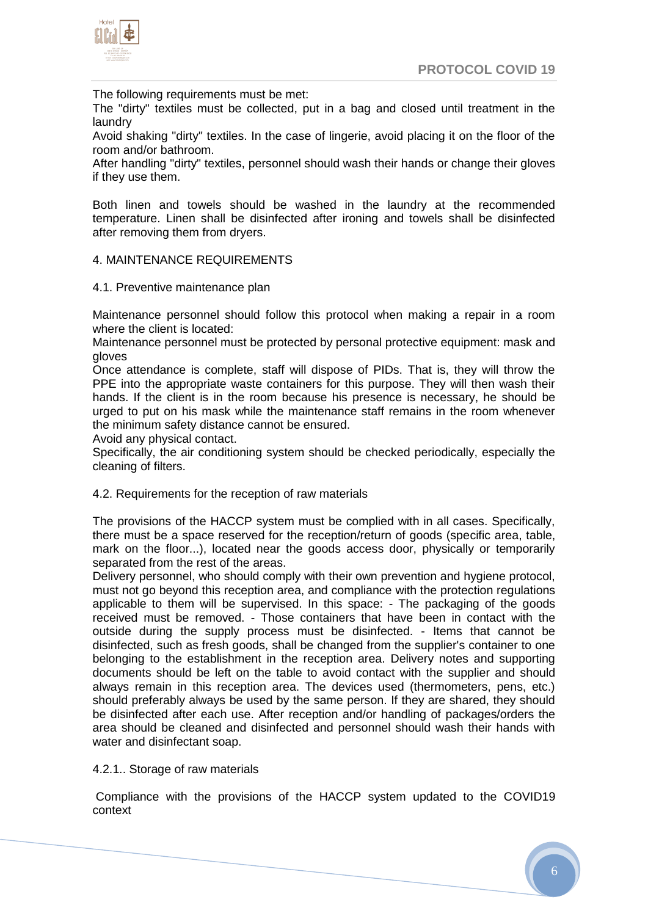The following requirements must be met:
The "dirty" textiles must be collected, put in a bag and closed until treatment in the laundry
Avoid shaking "dirty" textiles. In the case of lingerie, avoid placing it on the floor of the room and/or bathroom.
After handling "dirty" textiles, personnel should wash their hands or change their gloves if they use them.

Both linen and towels should be washed in the laundry at the recommended temperature. Linen shall be disinfected after ironing and towels shall be disinfected after removing them from dryers.

## 4. MAINTENANCE REQUIREMENTS

### 4.1. Preventive maintenance plan

Maintenance personnel should follow this protocol when making a repair in a room where the client is located:
Maintenance personnel must be protected by personal protective equipment: mask and gloves
Once attendance is complete, staff will dispose of PIDs. That is, they will throw the PPE into the appropriate waste containers for this purpose. They will then wash their hands. If the client is in the room because his presence is necessary, he should be urged to put on his mask while the maintenance staff remains in the room whenever the minimum safety distance cannot be ensured.
Avoid any physical contact.
Specifically, the air conditioning system should be checked periodically, especially the cleaning of filters.

### 4.2. Requirements for the reception of raw materials

The provisions of the HACCP system must be complied with in all cases. Specifically, there must be a space reserved for the reception/return of goods (specific area, table, mark on the floor...), located near the goods access door, physically or temporarily separated from the rest of the areas.
Delivery personnel, who should comply with their own prevention and hygiene protocol, must not go beyond this reception area, and compliance with the protection regulations applicable to them will be supervised. In this space: - The packaging of the goods received must be removed. - Those containers that have been in contact with the outside during the supply process must be disinfected. - Items that cannot be disinfected, such as fresh goods, shall be changed from the supplier's container to one belonging to the establishment in the reception area. Delivery notes and supporting documents should be left on the table to avoid contact with the supplier and should always remain in this reception area. The devices used (thermometers, pens, etc.) should preferably always be used by the same person. If they are shared, they should be disinfected after each use. After reception and/or handling of packages/orders the area should be cleaned and disinfected and personnel should wash their hands with water and disinfectant soap.

#### 4.2.1.. Storage of raw materials

Compliance with the provisions of the HACCP system updated to the COVID19 context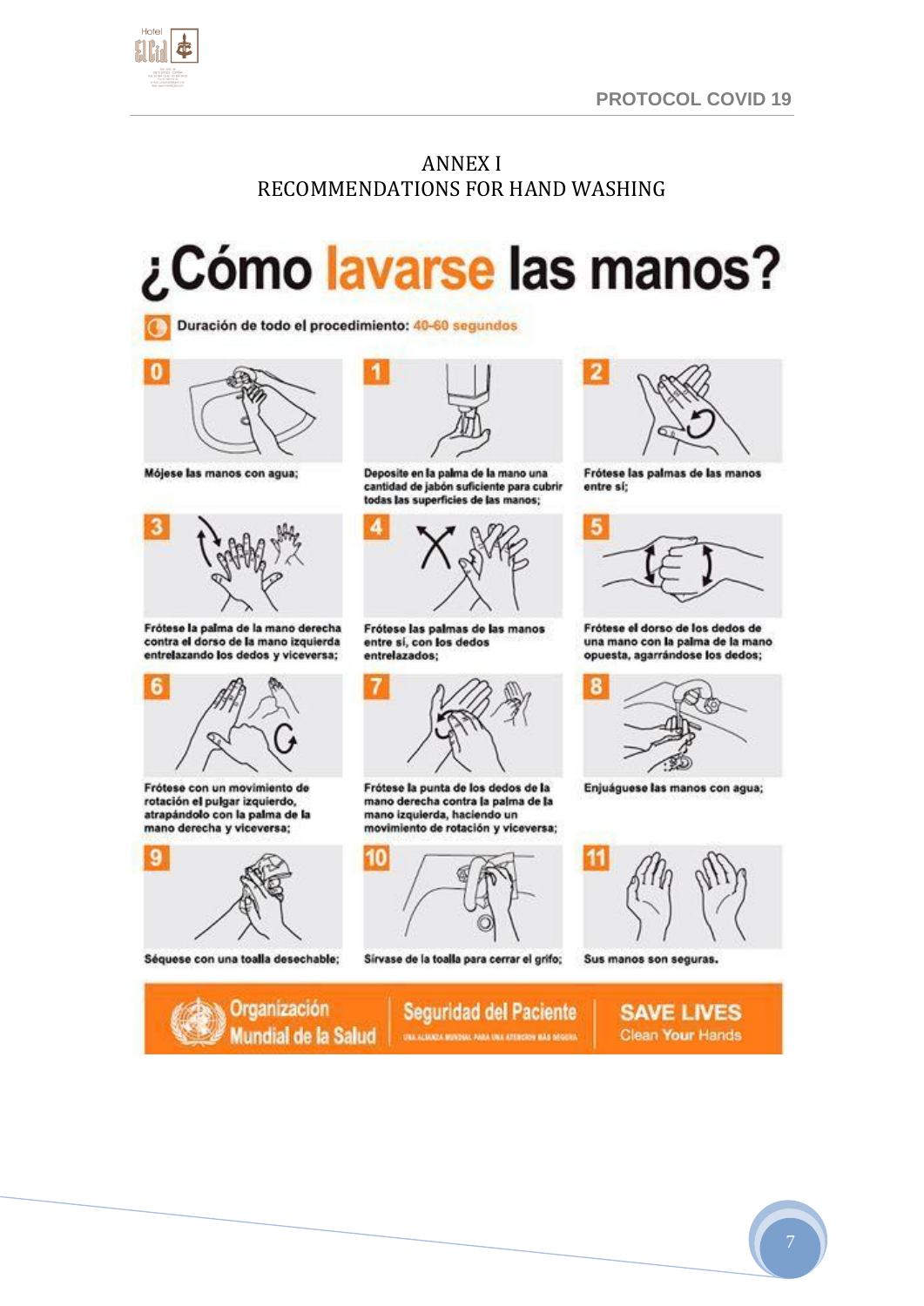# ANNEX I
# RECOMMENDATIONS FOR HAND WASHING

## ¿Cómo lavarse las manos?

Duración de todo el procedimiento: 40-60 segundos

**0** Mójese las manos con agua;

**1** Deposite en la palma de la mano una cantidad de jabón suficiente para cubrir todas las superficies de las manos;

**2** Frótese las palmas de las manos entre sí;

**3** Frótese la palma de la mano derecha contra el dorso de la mano izquierda entrelazando los dedos y viceversa;

**4** Frótese las palmas de las manos entre sí, con los dedos entrelazados;

**5** Frótese el dorso de los dedos de una mano con la palma de la mano opuesta, agarrándose los dedos;

**6** Frótese con un movimiento de rotación el pulgar izquierdo, atrapándolo con la palma de la mano derecha y viceversa;

**7** Frótese la punta de los dedos de la mano derecha contra la palma de la mano izquierda, haciendo un movimiento de rotación y viceversa;

**8** Enjuáguese las manos con agua;

**9** Séquese con una toalla desechable;

**10** Sírvase de la toalla para cerrar el grifo;

**11** Sus manos son seguras.

Organización Mundial de la Salud | Seguridad del Paciente — UNA ALIANZA MUNDIAL PARA UNA ATENCIÓN MÁS SEGURA | SAVE LIVES Clean Your Hands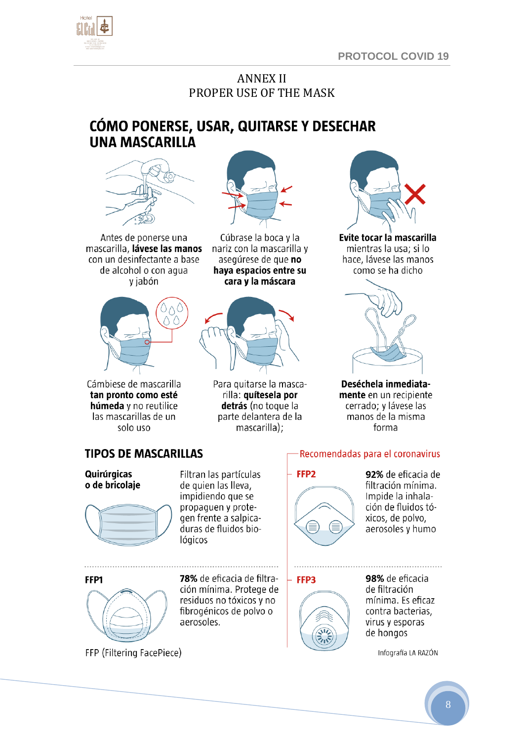# ANNEX II
# PROPER USE OF THE MASK

## CÓMO PONERSE, USAR, QUITARSE Y DESECHAR UNA MASCARILLA

Antes de ponerse una mascarilla, **lávese las manos** con un desinfectante a base de alcohol o con agua y jabón

Cúbrase la boca y la nariz con la mascarilla y asegúrese de que **no haya espacios entre su cara y la máscara**

**Evite tocar la mascarilla** mientras la usa; si lo hace, lávese las manos como se ha dicho

Cámbiese de mascarilla **tan pronto como esté húmeda** y no reutilice las mascarillas de un solo uso

Para quitarse la mascarilla: **quítesela por detrás** (no toque la parte delantera de la mascarilla);

**Deséchela inmediatamente** en un recipiente cerrado; y lávese las manos de la misma forma

## TIPOS DE MASCARILLAS

**Quirúrgicas o de bricolaje**

Filtran las partículas de quien las lleva, impidiendo que se propaguen y protegen frente a salpicaduras de fluidos biológicos

**FFP1**

**78%** de eficacia de filtración mínima. Protege de residuos no tóxicos y no fibrogénicos de polvo o aerosoles.

Recomendadas para el coronavirus

**FFP2**

**92%** de eficacia de filtración mínima. Impide la inhalación de fluidos tóxicos, de polvo, aerosoles y humo

**FFP3**

**98%** de eficacia de filtración mínima. Es eficaz contra bacterias, virus y esporas de hongos

FFP (Filtering FacePiece)

Infografía LA RAZÓN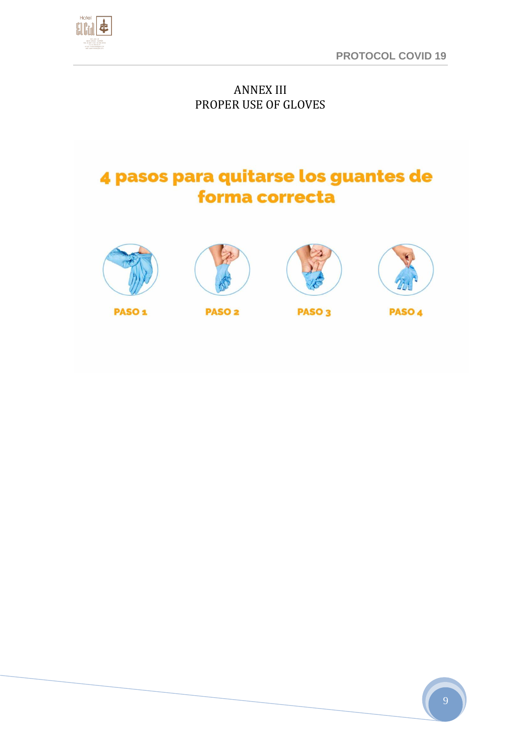# ANNEX III
# PROPER USE OF GLOVES

## 4 pasos para quitarse los guantes de forma correcta

PASO 1

PASO 2

PASO 3

PASO 4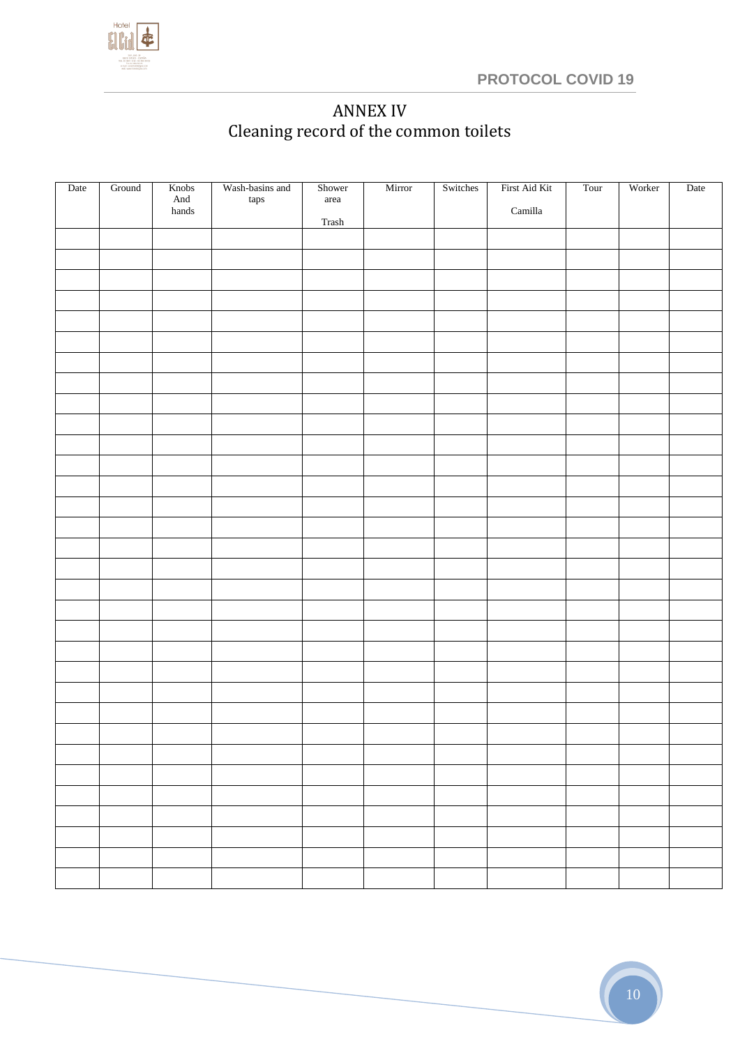# ANNEX IV
## Cleaning record of the common toilets

| Date | Ground | Knobs And hands | Wash-basins and taps | Shower area Trash | Mirror | Switches | First Aid Kit Camilla | Tour | Worker | Date |
|---|---|---|---|---|---|---|---|---|---|---|
| | | | | | | | | | | |
| | | | | | | | | | | |
| | | | | | | | | | | |
| | | | | | | | | | | |
| | | | | | | | | | | |
| | | | | | | | | | | |
| | | | | | | | | | | |
| | | | | | | | | | | |
| | | | | | | | | | | |
| | | | | | | | | | | |
| | | | | | | | | | | |
| | | | | | | | | | | |
| | | | | | | | | | | |
| | | | | | | | | | | |
| | | | | | | | | | | |
| | | | | | | | | | | |
| | | | | | | | | | | |
| | | | | | | | | | | |
| | | | | | | | | | | |
| | | | | | | | | | | |
| | | | | | | | | | | |
| | | | | | | | | | | |
| | | | | | | | | | | |
| | | | | | | | | | | |
| | | | | | | | | | | |
| | | | | | | | | | | |
| | | | | | | | | | | |
| | | | | | | | | | | |
| | | | | | | | | | | |
| | | | | | | | | | | |
| | | | | | | | | | | |
| | | | | | | | | | | |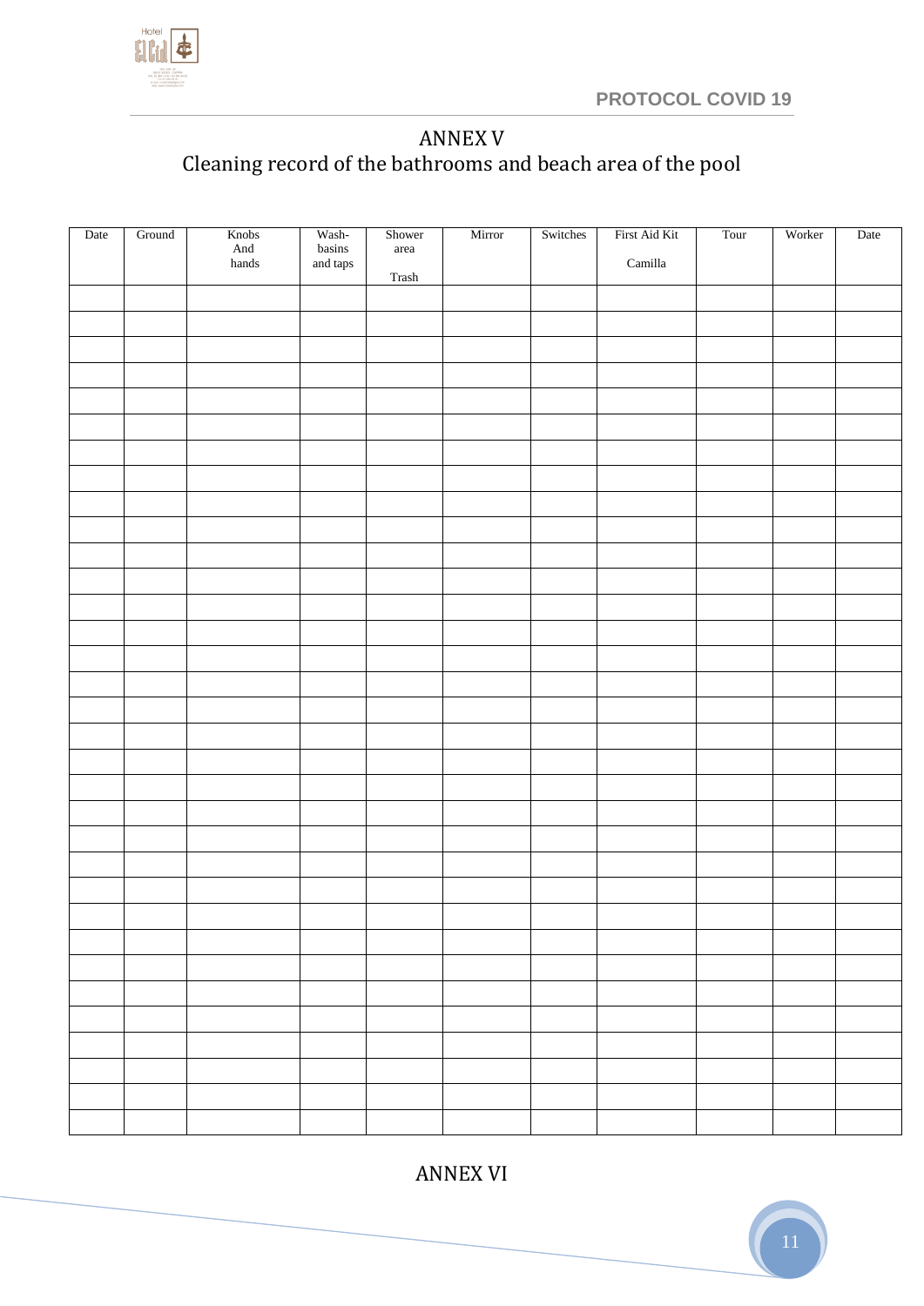# ANNEX V
## Cleaning record of the bathrooms and beach area of the pool

| Date | Ground | Knobs And hands | Wash-basins and taps | Shower area Trash | Mirror | Switches | First Aid Kit Camilla | Tour | Worker | Date |
|---|---|---|---|---|---|---|---|---|---|---|
| | | | | | | | | | | |
| | | | | | | | | | | |
| | | | | | | | | | | |
| | | | | | | | | | | |
| | | | | | | | | | | |
| | | | | | | | | | | |
| | | | | | | | | | | |
| | | | | | | | | | | |
| | | | | | | | | | | |
| | | | | | | | | | | |
| | | | | | | | | | | |
| | | | | | | | | | | |
| | | | | | | | | | | |
| | | | | | | | | | | |
| | | | | | | | | | | |
| | | | | | | | | | | |
| | | | | | | | | | | |
| | | | | | | | | | | |
| | | | | | | | | | | |
| | | | | | | | | | | |
| | | | | | | | | | | |
| | | | | | | | | | | |
| | | | | | | | | | | |
| | | | | | | | | | | |
| | | | | | | | | | | |
| | | | | | | | | | | |
| | | | | | | | | | | |
| | | | | | | | | | | |
| | | | | | | | | | | |
| | | | | | | | | | | |
| | | | | | | | | | | |
| | | | | | | | | | | |
| | | | | | | | | | | |

# ANNEX VI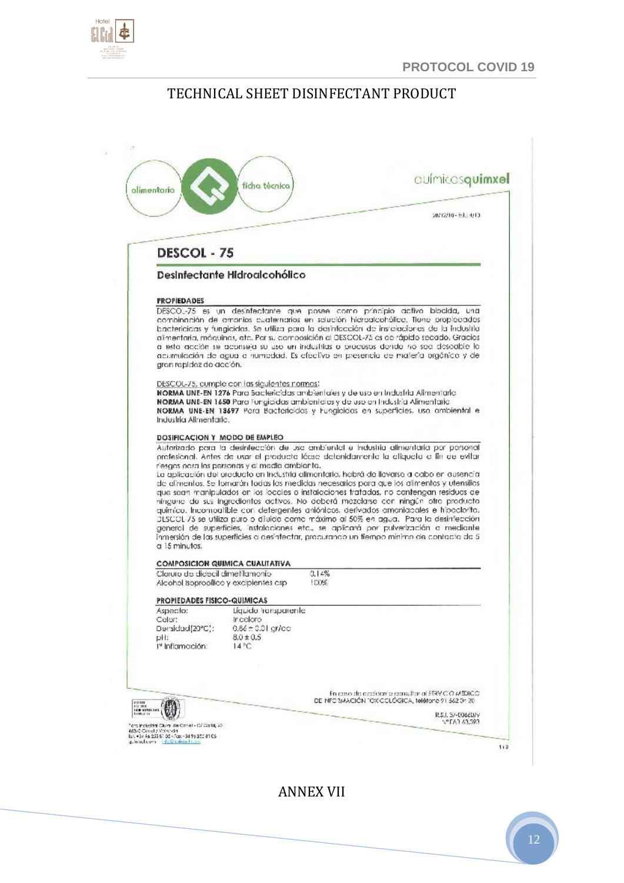PROTOCOL COVID 19

# TECHNICAL SHEET DISINFECTANT PRODUCT

alimentaria · ficha técnica · químicosquimxel

28/12/10 - Ed.: 4/10

## DESCOL - 75

### Desinfectante Hidroalcohólico

**PROPIEDADES**

DESCOL-75 es un desinfectante que posee como principio activo biocida, una combinación de amonios cuaternarios en solución hidroalcohólica. Tiene propiedades bactericidas y fungicidas. Se utiliza para la desinfección de instalaciones de la industria alimentaria, máquinas, etc. Por su composición el DESCOL-75 es de rápido secado. Gracias a esta acción se aconseja su uso en industrias o procesos donde no sea deseable la acumulación de agua o humedad. Es efectivo en presencia de materia orgánica y de gran rapidez de acción.

DESCOL-75, cumple con las siguientes normas:
**NORMA UNE-EN 1276** Para Bactericidas ambientales y de uso en Industria Alimentaria
**NORMA UNE-EN 1650** Para Fungicidas ambientales y de uso en Industria Alimentaria
**NORMA UNE-EN 13697** Para Bactericidas y Fungicidas en superficies, uso ambiental e Industria Alimentaria.

**DOSIFICACION Y MODO DE EMPLEO**

Autorizado para la desinfección de uso ambiental e industria alimentaria por personal profesional. Antes de usar el producto léase detenidamente la etiqueta a fin de evitar riesgos para las personas y el medio ambiente.
La aplicación del producto en industria alimentaria, habrá de llevarse a cabo en ausencia de alimentos. Se tomarán todas las medidas necesarias para que los alimentos y utensilios que sean manipulados en los locales o instalaciones tratados, no contengan residuos de ninguno de sus ingredientes activos. No deberá mezclarse con ningún otro producto químico. Incompatible con detergentes aniónicos, derivados amoniacales e hipoclorito. DESCOL 75 se utiliza puro o diluido como máximo al 50% en agua. Para la desinfección general de superficies, instalaciones etc., se aplicará por pulverización o mediante inmersión de las superficies a desinfectar, procurando un tiempo mínimo de contacto de 5 a 15 minutos.

**COMPOSICION QUIMICA CUALITATIVA**

| | |
|---|---|
| Cloruro de didecil dimetilamonio | 0,14% |
| Alcohol isopropílico y excipientes csp | 100% |

**PROPIEDADES FISICO-QUIMICAS**

| | |
|---|---|
| Aspecto: | Líquido transparente |
| Color: | Incoloro |
| Densidad(20ºC): | 0,86 ± 0,01 gr/cc |
| pH: | 8,0 ± 0,5 |
| Tª Inflamación: | 14 ºC |

En caso de accidente consultar al SERVICIO MÉDICO DE INFORMACIÓN TOXICOLÓGICA, teléfono 91 562 04 20

R.S.I. 37-00660/V
NºTA1 63,393

Polígono Industrial Ciudad de Carlet - C/ Carlet, 23 46240 Carlet / Valencia
Tel. +34 96 253 51 05 - Fax: +34 96 255 81 05
quimxel.com info@quimxel.com

1/2

ANNEX VII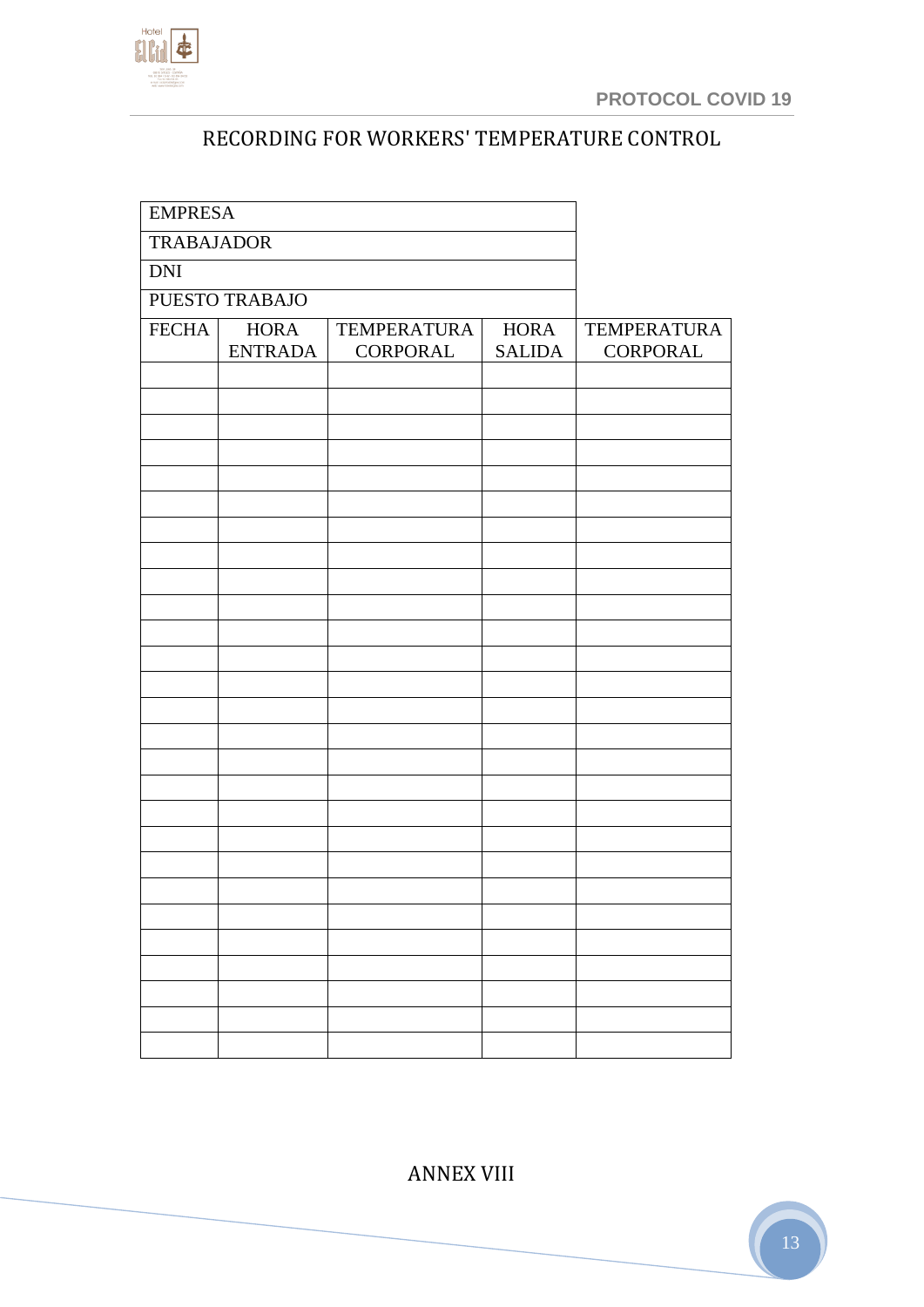# RECORDING FOR WORKERS' TEMPERATURE CONTROL

| EMPRESA | | | | |
|---|---|---|---|---|
| TRABAJADOR | | | | |
| DNI | | | | |
| PUESTO TRABAJO | | | | |
| FECHA | HORA ENTRADA | TEMPERATURA CORPORAL | HORA SALIDA | TEMPERATURA CORPORAL |
| | | | | |
| | | | | |
| | | | | |
| | | | | |
| | | | | |
| | | | | |
| | | | | |
| | | | | |
| | | | | |
| | | | | |
| | | | | |
| | | | | |
| | | | | |
| | | | | |
| | | | | |
| | | | | |
| | | | | |
| | | | | |
| | | | | |
| | | | | |
| | | | | |
| | | | | |
| | | | | |
| | | | | |
| | | | | |
| | | | | |
| | | | | |

ANNEX VIII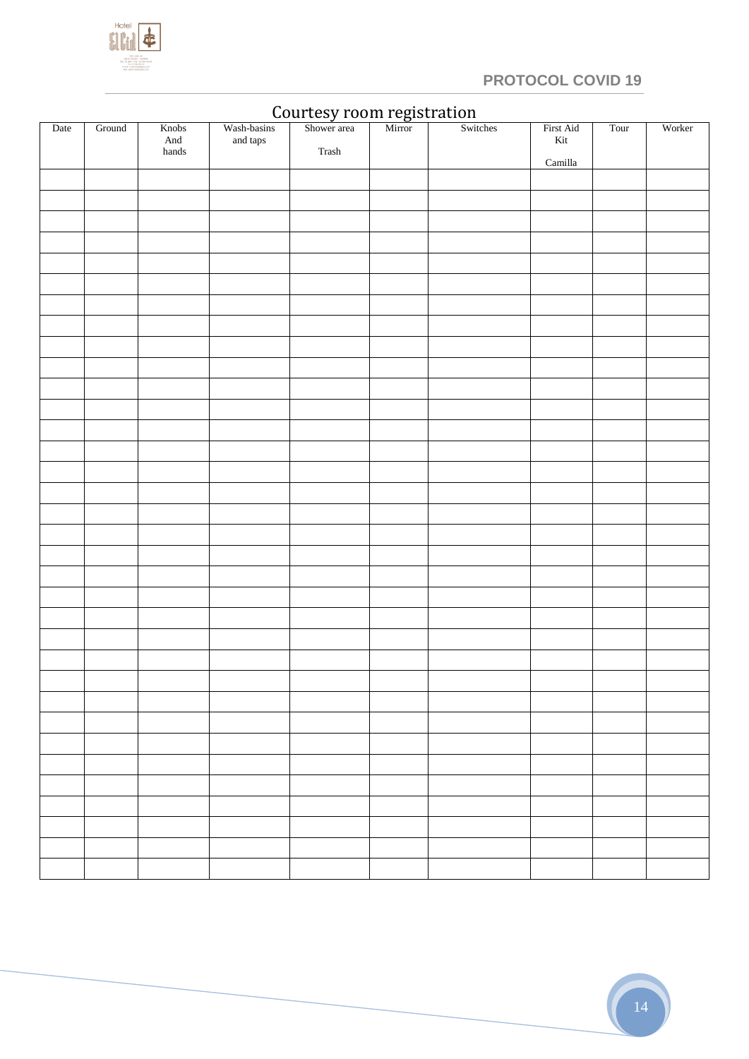## Courtesy room registration

| Date | Ground | Knobs And hands | Wash-basins and taps | Shower area Trash | Mirror | Switches | First Aid Kit Camilla | Tour | Worker |
|---|---|---|---|---|---|---|---|---|---|
| | | | | | | | | | |
| | | | | | | | | | |
| | | | | | | | | | |
| | | | | | | | | | |
| | | | | | | | | | |
| | | | | | | | | | |
| | | | | | | | | | |
| | | | | | | | | | |
| | | | | | | | | | |
| | | | | | | | | | |
| | | | | | | | | | |
| | | | | | | | | | |
| | | | | | | | | | |
| | | | | | | | | | |
| | | | | | | | | | |
| | | | | | | | | | |
| | | | | | | | | | |
| | | | | | | | | | |
| | | | | | | | | | |
| | | | | | | | | | |
| | | | | | | | | | |
| | | | | | | | | | |
| | | | | | | | | | |
| | | | | | | | | | |
| | | | | | | | | | |
| | | | | | | | | | |
| | | | | | | | | | |
| | | | | | | | | | |
| | | | | | | | | | |
| | | | | | | | | | |
| | | | | | | | | | |
| | | | | | | | | | |
| | | | | | | | | | |
| | | | | | | | | | |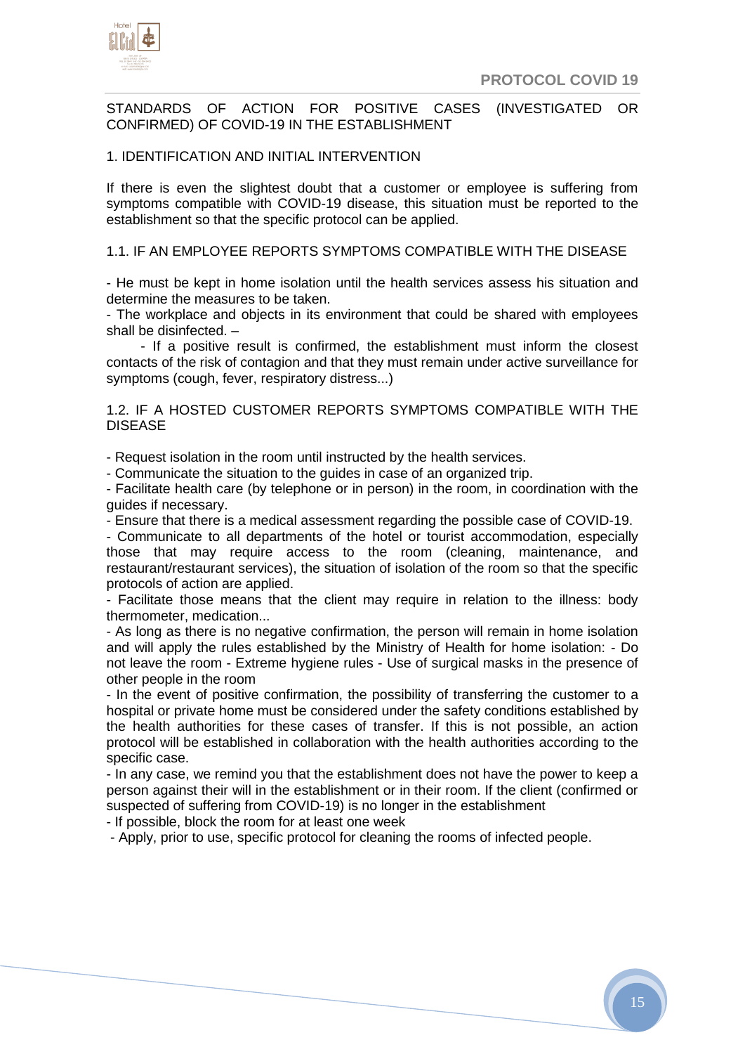STANDARDS OF ACTION FOR POSITIVE CASES (INVESTIGATED OR CONFIRMED) OF COVID-19 IN THE ESTABLISHMENT

1. IDENTIFICATION AND INITIAL INTERVENTION

If there is even the slightest doubt that a customer or employee is suffering from symptoms compatible with COVID-19 disease, this situation must be reported to the establishment so that the specific protocol can be applied.

1.1. IF AN EMPLOYEE REPORTS SYMPTOMS COMPATIBLE WITH THE DISEASE

- He must be kept in home isolation until the health services assess his situation and determine the measures to be taken.
- The workplace and objects in its environment that could be shared with employees shall be disinfected. –
- If a positive result is confirmed, the establishment must inform the closest contacts of the risk of contagion and that they must remain under active surveillance for symptoms (cough, fever, respiratory distress...)

1.2. IF A HOSTED CUSTOMER REPORTS SYMPTOMS COMPATIBLE WITH THE DISEASE

- Request isolation in the room until instructed by the health services.
- Communicate the situation to the guides in case of an organized trip.
- Facilitate health care (by telephone or in person) in the room, in coordination with the guides if necessary.
- Ensure that there is a medical assessment regarding the possible case of COVID-19.
- Communicate to all departments of the hotel or tourist accommodation, especially those that may require access to the room (cleaning, maintenance, and restaurant/restaurant services), the situation of isolation of the room so that the specific protocols of action are applied.
- Facilitate those means that the client may require in relation to the illness: body thermometer, medication...
- As long as there is no negative confirmation, the person will remain in home isolation and will apply the rules established by the Ministry of Health for home isolation: - Do not leave the room - Extreme hygiene rules - Use of surgical masks in the presence of other people in the room
- In the event of positive confirmation, the possibility of transferring the customer to a hospital or private home must be considered under the safety conditions established by the health authorities for these cases of transfer. If this is not possible, an action protocol will be established in collaboration with the health authorities according to the specific case.
- In any case, we remind you that the establishment does not have the power to keep a person against their will in the establishment or in their room. If the client (confirmed or suspected of suffering from COVID-19) is no longer in the establishment
- If possible, block the room for at least one week
- Apply, prior to use, specific protocol for cleaning the rooms of infected people.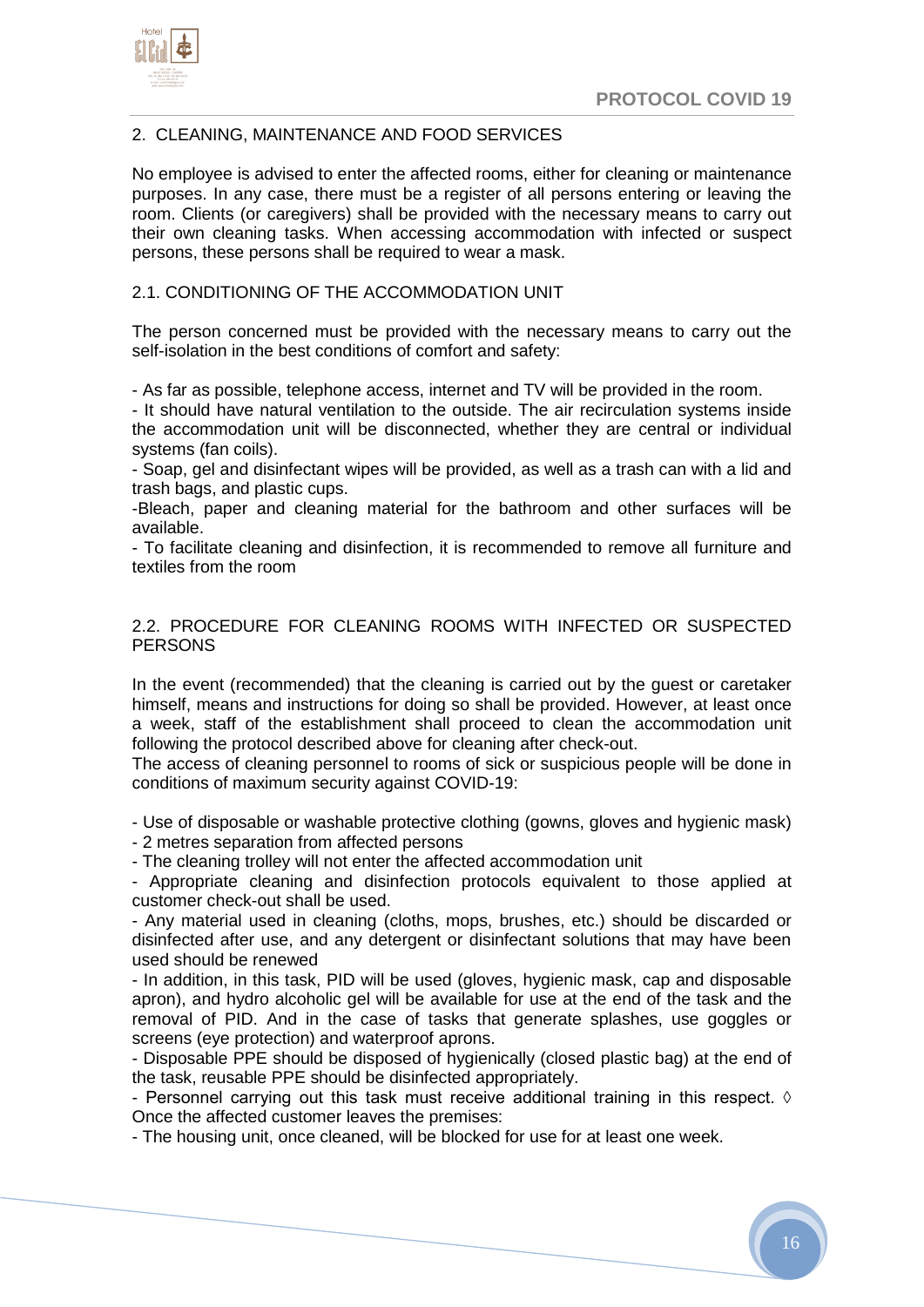## 2. CLEANING, MAINTENANCE AND FOOD SERVICES

No employee is advised to enter the affected rooms, either for cleaning or maintenance purposes. In any case, there must be a register of all persons entering or leaving the room. Clients (or caregivers) shall be provided with the necessary means to carry out their own cleaning tasks. When accessing accommodation with infected or suspect persons, these persons shall be required to wear a mask.

### 2.1. CONDITIONING OF THE ACCOMMODATION UNIT

The person concerned must be provided with the necessary means to carry out the self-isolation in the best conditions of comfort and safety:

- As far as possible, telephone access, internet and TV will be provided in the room.
- It should have natural ventilation to the outside. The air recirculation systems inside the accommodation unit will be disconnected, whether they are central or individual systems (fan coils).
- Soap, gel and disinfectant wipes will be provided, as well as a trash can with a lid and trash bags, and plastic cups.
- Bleach, paper and cleaning material for the bathroom and other surfaces will be available.
- To facilitate cleaning and disinfection, it is recommended to remove all furniture and textiles from the room

### 2.2. PROCEDURE FOR CLEANING ROOMS WITH INFECTED OR SUSPECTED PERSONS

In the event (recommended) that the cleaning is carried out by the guest or caretaker himself, means and instructions for doing so shall be provided. However, at least once a week, staff of the establishment shall proceed to clean the accommodation unit following the protocol described above for cleaning after check-out.
The access of cleaning personnel to rooms of sick or suspicious people will be done in conditions of maximum security against COVID-19:

- Use of disposable or washable protective clothing (gowns, gloves and hygienic mask)
- 2 metres separation from affected persons
- The cleaning trolley will not enter the affected accommodation unit
- Appropriate cleaning and disinfection protocols equivalent to those applied at customer check-out shall be used.
- Any material used in cleaning (cloths, mops, brushes, etc.) should be discarded or disinfected after use, and any detergent or disinfectant solutions that may have been used should be renewed
- In addition, in this task, PID will be used (gloves, hygienic mask, cap and disposable apron), and hydro alcoholic gel will be available for use at the end of the task and the removal of PID. And in the case of tasks that generate splashes, use goggles or screens (eye protection) and waterproof aprons.
- Disposable PPE should be disposed of hygienically (closed plastic bag) at the end of the task, reusable PPE should be disinfected appropriately.
- Personnel carrying out this task must receive additional training in this respect. ◊ Once the affected customer leaves the premises:
- The housing unit, once cleaned, will be blocked for use for at least one week.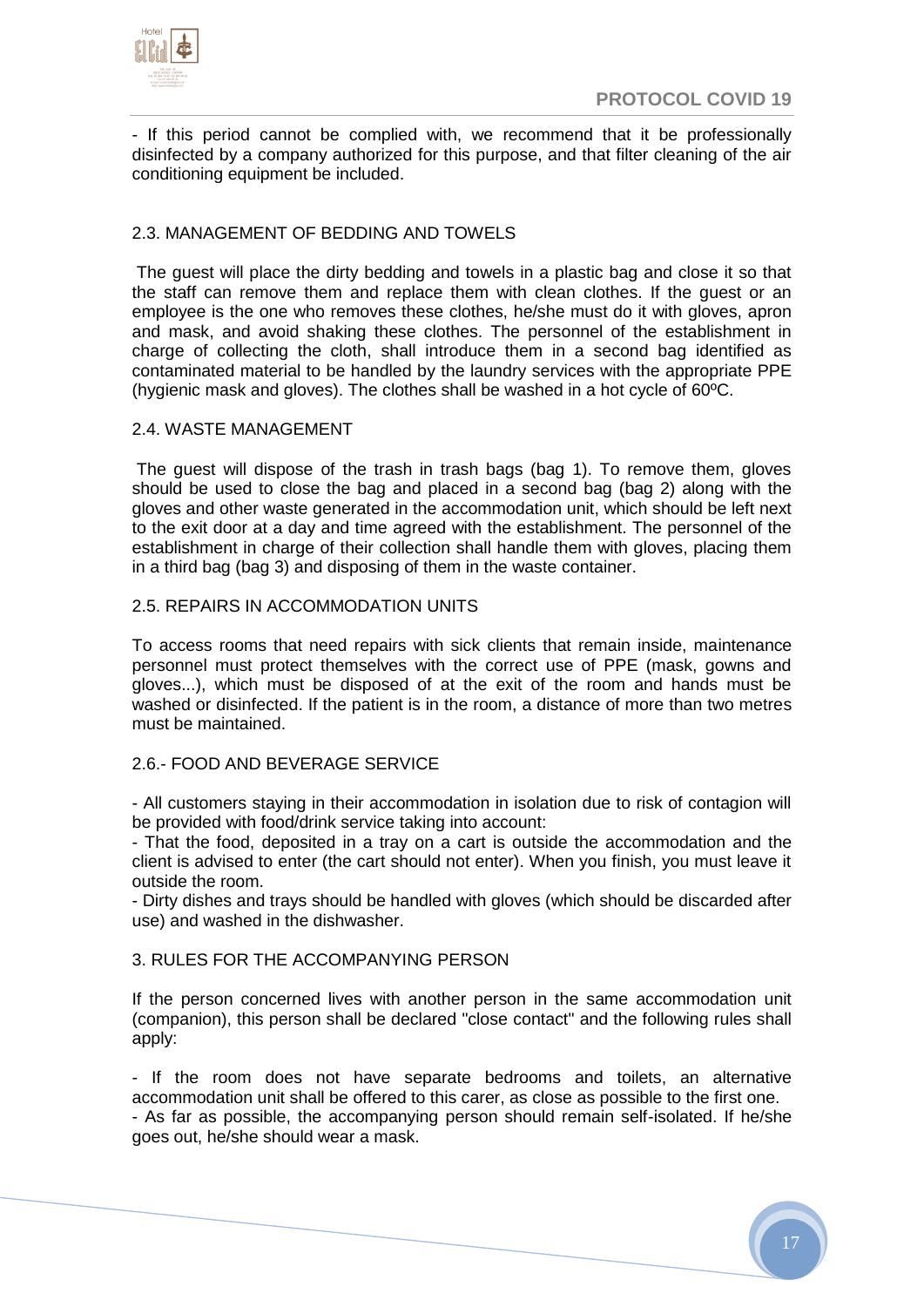- If this period cannot be complied with, we recommend that it be professionally disinfected by a company authorized for this purpose, and that filter cleaning of the air conditioning equipment be included.

### 2.3. MANAGEMENT OF BEDDING AND TOWELS

The guest will place the dirty bedding and towels in a plastic bag and close it so that the staff can remove them and replace them with clean clothes. If the guest or an employee is the one who removes these clothes, he/she must do it with gloves, apron and mask, and avoid shaking these clothes. The personnel of the establishment in charge of collecting the cloth, shall introduce them in a second bag identified as contaminated material to be handled by the laundry services with the appropriate PPE (hygienic mask and gloves). The clothes shall be washed in a hot cycle of 60ºC.

### 2.4. WASTE MANAGEMENT

The guest will dispose of the trash in trash bags (bag 1). To remove them, gloves should be used to close the bag and placed in a second bag (bag 2) along with the gloves and other waste generated in the accommodation unit, which should be left next to the exit door at a day and time agreed with the establishment. The personnel of the establishment in charge of their collection shall handle them with gloves, placing them in a third bag (bag 3) and disposing of them in the waste container.

### 2.5. REPAIRS IN ACCOMMODATION UNITS

To access rooms that need repairs with sick clients that remain inside, maintenance personnel must protect themselves with the correct use of PPE (mask, gowns and gloves...), which must be disposed of at the exit of the room and hands must be washed or disinfected. If the patient is in the room, a distance of more than two metres must be maintained.

### 2.6.- FOOD AND BEVERAGE SERVICE

- All customers staying in their accommodation in isolation due to risk of contagion will be provided with food/drink service taking into account:
- That the food, deposited in a tray on a cart is outside the accommodation and the client is advised to enter (the cart should not enter). When you finish, you must leave it outside the room.
- Dirty dishes and trays should be handled with gloves (which should be discarded after use) and washed in the dishwasher.

## 3. RULES FOR THE ACCOMPANYING PERSON

If the person concerned lives with another person in the same accommodation unit (companion), this person shall be declared "close contact" and the following rules shall apply:

- If the room does not have separate bedrooms and toilets, an alternative accommodation unit shall be offered to this carer, as close as possible to the first one.
- As far as possible, the accompanying person should remain self-isolated. If he/she goes out, he/she should wear a mask.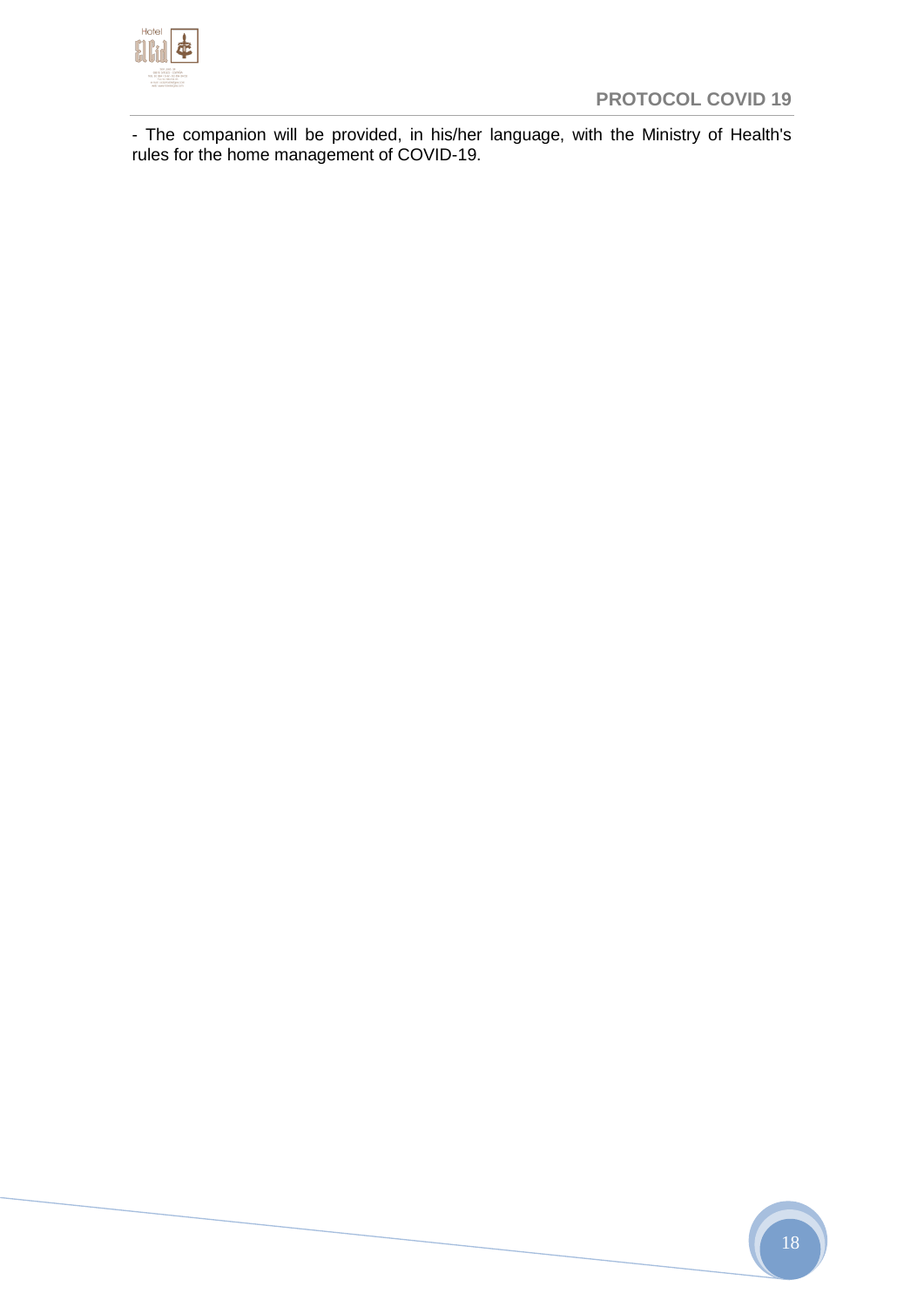- The companion will be provided, in his/her language, with the Ministry of Health's rules for the home management of COVID-19.